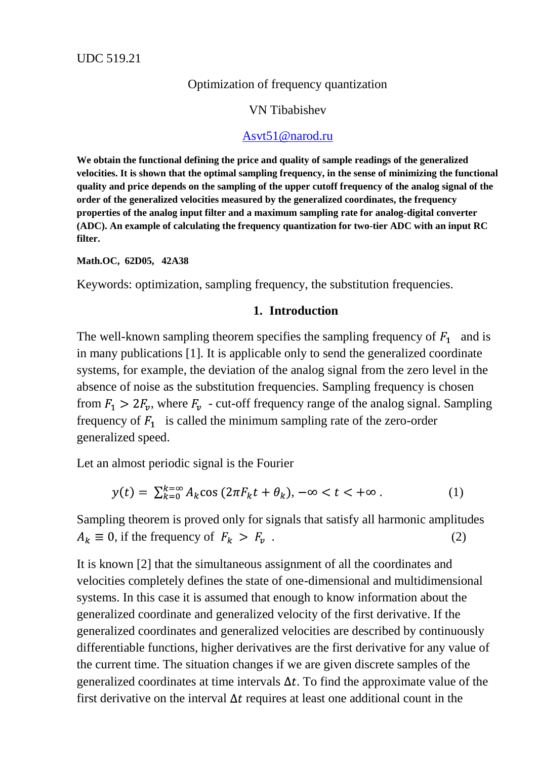UDC 519.21

# Optimization of frequency quantization

VN Tibabishev

Asvt51@narod.ru

**We obtain the functional defining the price and quality of sample readings of the generalized velocities. It is shown that the optimal sampling frequency, in the sense of minimizing the functional quality and price depends on the sampling of the upper cutoff frequency of the analog signal of the order of the generalized velocities measured by the generalized coordinates, the frequency properties of the analog input filter and a maximum sampling rate for analog-digital converter (ADC). An example of calculating the frequency quantization for two-tier ADC with an input RC filter.**

**Math.OC, 62D05, 42A38**

Keywords: optimization, sampling frequency, the substitution frequencies.

## 1. Introduction

The well-known sampling theorem specifies the sampling frequency of $F_1$ and is in many publications [1]. It is applicable only to send the generalized coordinate systems, for example, the deviation of the analog signal from the zero level in the absence of noise as the substitution frequencies. Sampling frequency is chosen from $F_1 > 2F_v$, where $F_v$ - cut-off frequency range of the analog signal. Sampling frequency of $F_1$ is called the minimum sampling rate of the zero-order generalized speed.

Let an almost periodic signal is the Fourier

$$y(t) = \sum_{k=0}^{k=\infty} A_k \cos(2\pi F_k t + \theta_k), -\infty < t < +\infty \,. \tag{1}$$

Sampling theorem is proved only for signals that satisfy all harmonic amplitudes $A_k \equiv 0$, if the frequency of $F_k > F_v$ . (2)

It is known [2] that the simultaneous assignment of all the coordinates and velocities completely defines the state of one-dimensional and multidimensional systems. In this case it is assumed that enough to know information about the generalized coordinate and generalized velocity of the first derivative. If the generalized coordinates and generalized velocities are described by continuously differentiable functions, higher derivatives are the first derivative for any value of the current time. The situation changes if we are given discrete samples of the generalized coordinates at time intervals $\Delta t$. To find the approximate value of the first derivative on the interval $\Delta t$ requires at least one additional count in the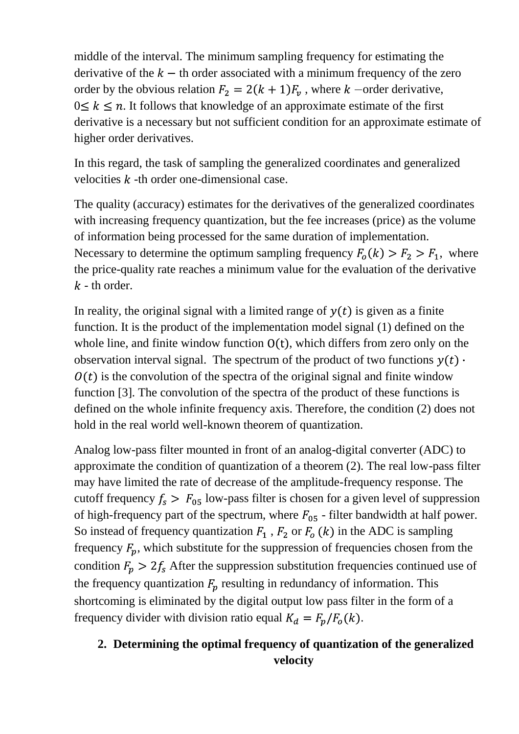middle of the interval. The minimum sampling frequency for estimating the derivative of the $k-$ th order associated with a minimum frequency of the zero order by the obvious relation $F_2 = 2(k+1)F_v$ , where $k$ –order derivative, $0 \leq k \leq n$. It follows that knowledge of an approximate estimate of the first derivative is a necessary but not sufficient condition for an approximate estimate of higher order derivatives.

In this regard, the task of sampling the generalized coordinates and generalized velocities $k$ -th order one-dimensional case.

The quality (accuracy) estimates for the derivatives of the generalized coordinates with increasing frequency quantization, but the fee increases (price) as the volume of information being processed for the same duration of implementation. Necessary to determine the optimum sampling frequency $F_o(k) > F_2 > F_1$, where the price-quality rate reaches a minimum value for the evaluation of the derivative $k$ - th order.

In reality, the original signal with a limited range of $y(t)$ is given as a finite function. It is the product of the implementation model signal (1) defined on the whole line, and finite window function $O(t)$, which differs from zero only on the observation interval signal. The spectrum of the product of two functions $y(t) \cdot O(t)$ is the convolution of the spectra of the original signal and finite window function [3]. The convolution of the spectra of the product of these functions is defined on the whole infinite frequency axis. Therefore, the condition (2) does not hold in the real world well-known theorem of quantization.

Analog low-pass filter mounted in front of an analog-digital converter (ADC) to approximate the condition of quantization of a theorem (2). The real low-pass filter may have limited the rate of decrease of the amplitude-frequency response. The cutoff frequency $f_s > F_{05}$ low-pass filter is chosen for a given level of suppression of high-frequency part of the spectrum, where $F_{05}$ - filter bandwidth at half power. So instead of frequency quantization $F_1$ , $F_2$ or $F_o\ (k)$ in the ADC is sampling frequency $F_p$, which substitute for the suppression of frequencies chosen from the condition $F_p > 2f_s$ After the suppression substitution frequencies continued use of the frequency quantization $F_p$ resulting in redundancy of information. This shortcoming is eliminated by the digital output low pass filter in the form of a frequency divider with division ratio equal $K_d = F_p/F_o(k)$.

## 2. Determining the optimal frequency of quantization of the generalized velocity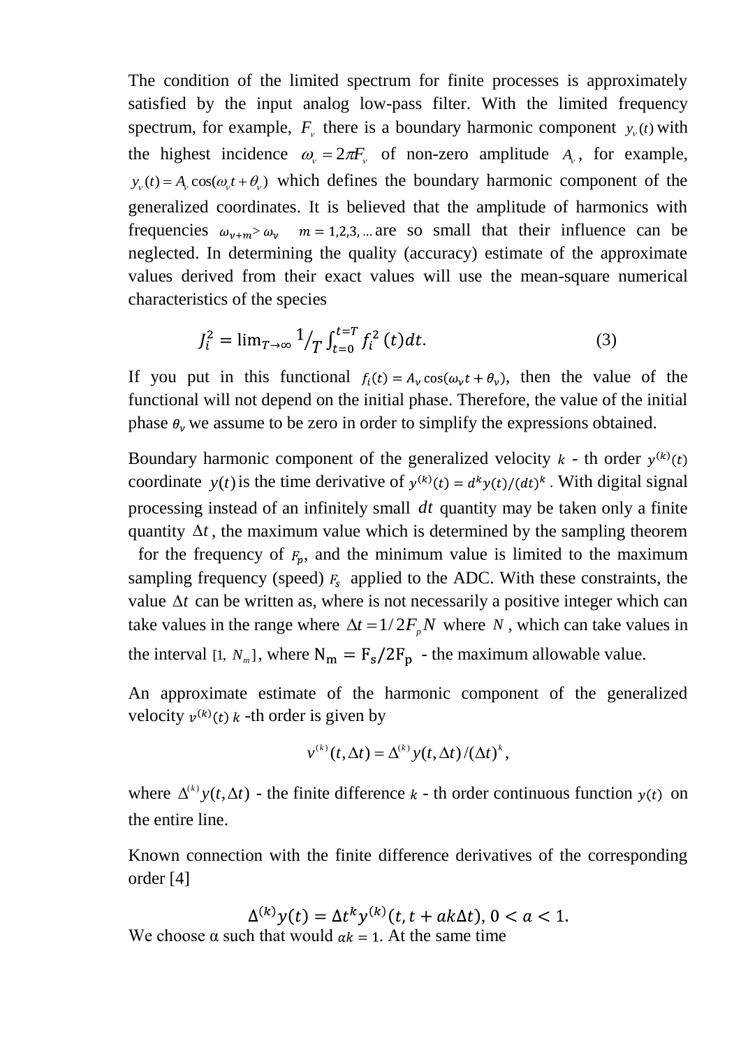The condition of the limited spectrum for finite processes is approximately satisfied by the input analog low-pass filter. With the limited frequency spectrum, for example, $F_\nu$ there is a boundary harmonic component $y_\nu(t)$ with the highest incidence $\omega_\nu = 2\pi F_\nu$ of non-zero amplitude $A_\nu$, for example, $y_\nu(t) = A_\nu \cos(\omega_\nu t + \theta_\nu)$ which defines the boundary harmonic component of the generalized coordinates. It is believed that the amplitude of harmonics with frequencies $\omega_{\nu+m} > \omega_\nu \quad m = 1,2,3,\ldots$ are so small that their influence can be neglected. In determining the quality (accuracy) estimate of the approximate values derived from their exact values will use the mean-square numerical characteristics of the species

$$J_i^2 = \lim_{T\to\infty} 1/_T \int_{t=0}^{t=T} f_i^2\,(t)dt. \qquad (3)$$

If you put in this functional $f_i(t) = A_\nu \cos(\omega_\nu t + \theta_\nu)$, then the value of the functional will not depend on the initial phase. Therefore, the value of the initial phase $\theta_\nu$ we assume to be zero in order to simplify the expressions obtained.

Boundary harmonic component of the generalized velocity $k$ - th order $y^{(k)}(t)$ coordinate $y(t)$ is the time derivative of $y^{(k)}(t) = d^k y(t)/(dt)^k$ . With digital signal processing instead of an infinitely small $dt$ quantity may be taken only a finite quantity $\Delta t$, the maximum value which is determined by the sampling theorem for the frequency of $F_p$, and the minimum value is limited to the maximum sampling frequency (speed) $F_s$ applied to the ADC. With these constraints, the value $\Delta t$ can be written as, where is not necessarily a positive integer which can take values in the range where $\Delta t = 1/2F_p N$ where $N$, which can take values in the interval $[1,\ N_m]$, where $\mathrm{N_m = F_s/2F_p}$ - the maximum allowable value.

An approximate estimate of the harmonic component of the generalized velocity $v^{(k)}(t)$ $k$ -th order is given by

$$v^{(k)}(t,\Delta t) = \Delta^{(k)} y(t,\Delta t)/(\Delta t)^k,$$

where $\Delta^{(k)} y(t,\Delta t)$ - the finite difference $k$ - th order continuous function $y(t)$ on the entire line.

Known connection with the finite difference derivatives of the corresponding order [4]

$$\Delta^{(k)} y(t) = \Delta t^k y^{(k)}(t, t + \alpha k \Delta t),\ 0 < \alpha < 1.$$

We choose α such that would $\alpha k = 1$. At the same time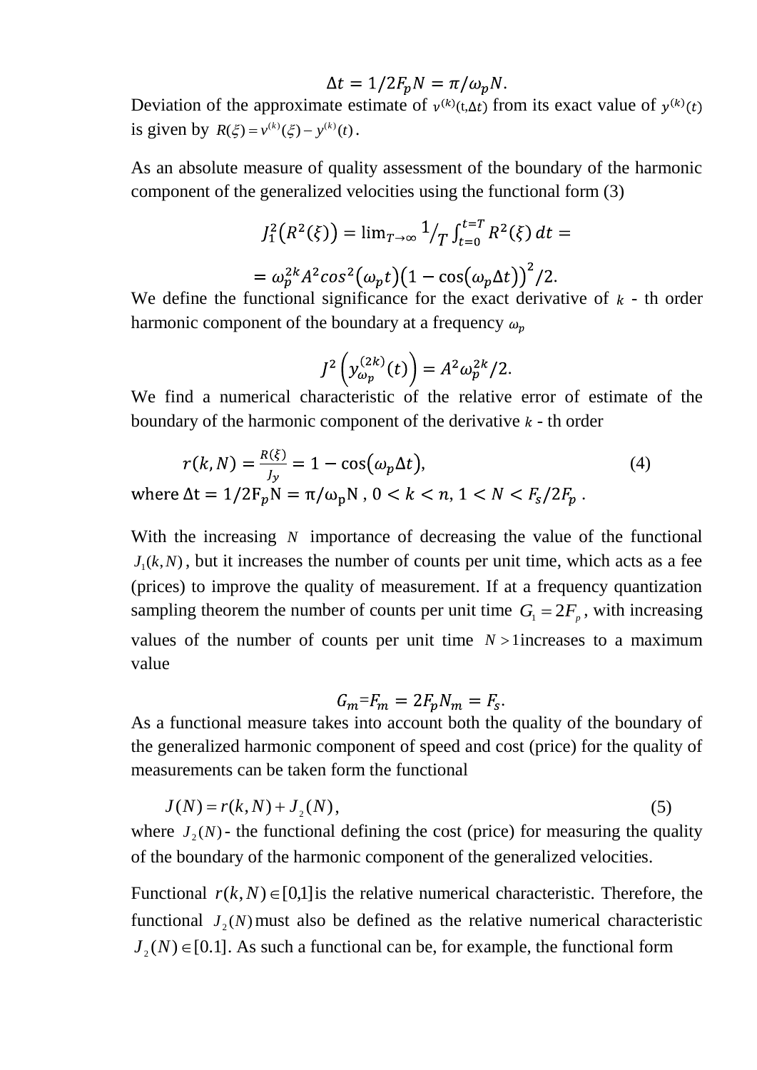$$\Delta t = 1/2F_p N = \pi/\omega_p N.$$

Deviation of the approximate estimate of $v^{(k)}(t,\Delta t)$ from its exact value of $y^{(k)}(t)$ is given by $R(\xi) = v^{(k)}(\xi) - y^{(k)}(t)$.

As an absolute measure of quality assessment of the boundary of the harmonic component of the generalized velocities using the functional form (3)

$$J_1^2\big(R^2(\xi)\big) = \lim_{T\to\infty} {}^{1}\!/_{T} \int_{t=0}^{t=T} R^2(\xi)\, dt =$$

$$= \omega_p^{2k} A^2 cos^2(\omega_p t)\big(1 - \cos(\omega_p \Delta t)\big)^2/2.$$

We define the functional significance for the exact derivative of $k$ - th order harmonic component of the boundary at a frequency $\omega_p$

$$J^2\left(y_{\omega_p}^{(2k)}(t)\right) = A^2\omega_p^{2k}/2.$$

We find a numerical characteristic of the relative error of estimate of the boundary of the harmonic component of the derivative $k$ - th order

$$r(k,N) = \frac{R(\xi)}{J_y} = 1 - \cos(\omega_p \Delta t), \tag{4}$$

where $\Delta t = 1/2F_p N = \pi/\omega_p N$ , $0 < k < n$, $1 < N < F_s/2F_p$ .

With the increasing $N$ importance of decreasing the value of the functional $J_1(k,N)$, but it increases the number of counts per unit time, which acts as a fee (prices) to improve the quality of measurement. If at a frequency quantization sampling theorem the number of counts per unit time $G_1 = 2F_p$, with increasing values of the number of counts per unit time $N > 1$increases to a maximum value

$$G_m = F_m = 2F_p N_m = F_s.$$

As a functional measure takes into account both the quality of the boundary of the generalized harmonic component of speed and cost (price) for the quality of measurements can be taken form the functional

$$J(N) = r(k,N) + J_2(N), \tag{5}$$

where $J_2(N)$ - the functional defining the cost (price) for measuring the quality of the boundary of the harmonic component of the generalized velocities.

Functional $r(k,N) \in [0,1]$is the relative numerical characteristic. Therefore, the functional $J_2(N)$ must also be defined as the relative numerical characteristic $J_2(N) \in [0.1]$. As such a functional can be, for example, the functional form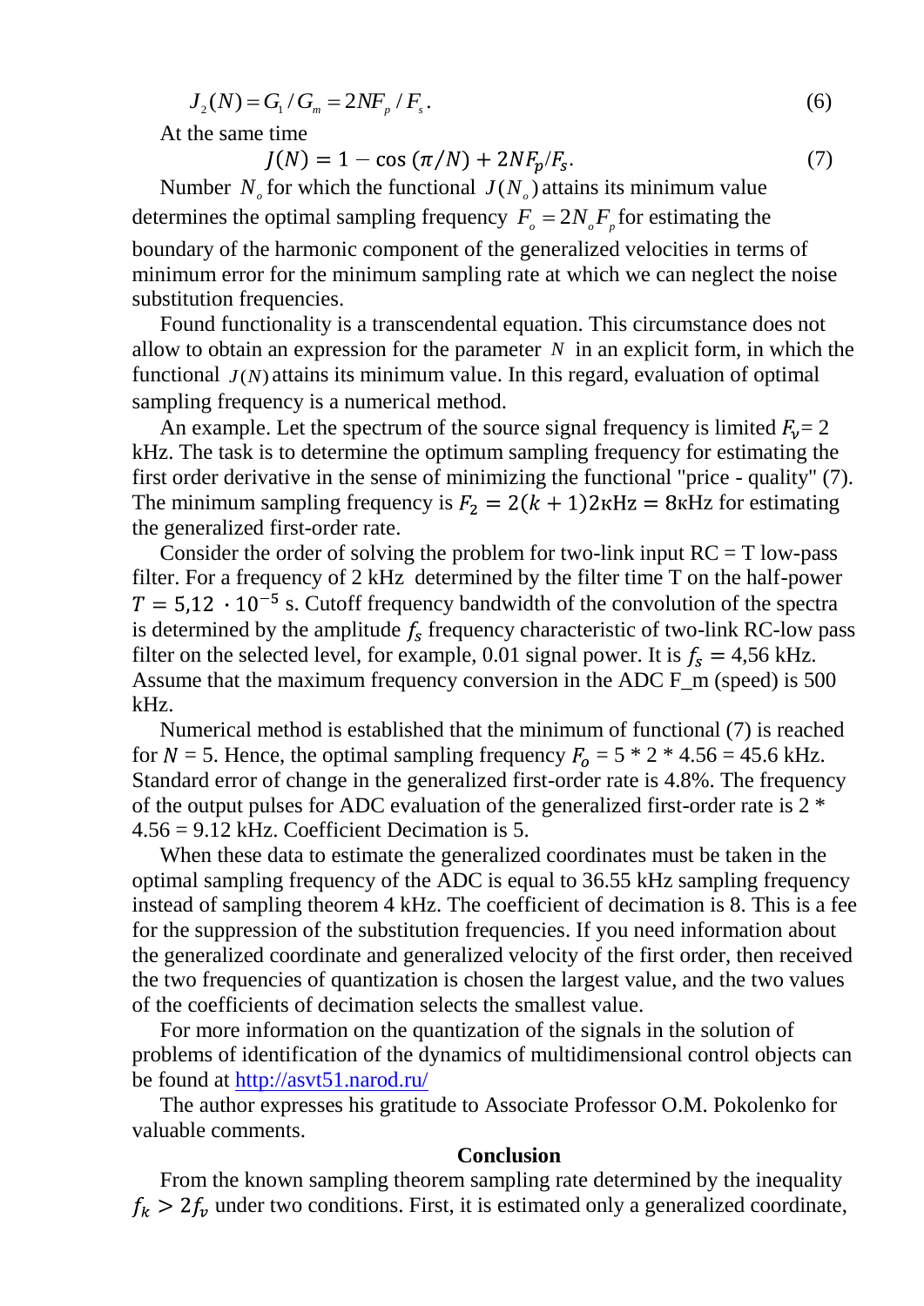$$J_2(N) = G_1 / G_m = 2NF_p / F_s. \tag{6}$$

At the same time

$$J(N) = 1 - \cos(\pi/N) + 2NF_p/F_s. \tag{7}$$

Number $N_o$ for which the functional $J(N_o)$ attains its minimum value determines the optimal sampling frequency $F_o = 2N_oF_p$ for estimating the boundary of the harmonic component of the generalized velocities in terms of minimum error for the minimum sampling rate at which we can neglect the noise substitution frequencies.

Found functionality is a transcendental equation. This circumstance does not allow to obtain an expression for the parameter $N$ in an explicit form, in which the functional $J(N)$ attains its minimum value. In this regard, evaluation of optimal sampling frequency is a numerical method.

An example. Let the spectrum of the source signal frequency is limited $F_v$= 2 kHz. The task is to determine the optimum sampling frequency for estimating the first order derivative in the sense of minimizing the functional "price - quality" (7). The minimum sampling frequency is $F_2 = 2(k+1)2\text{кHz} = 8\text{кHz}$ for estimating the generalized first-order rate.

Consider the order of solving the problem for two-link input RC = T low-pass filter. For a frequency of 2 kHz determined by the filter time T on the half-power $T = 5{,}12 \cdot 10^{-5}$ s. Cutoff frequency bandwidth of the convolution of the spectra is determined by the amplitude $f_s$ frequency characteristic of two-link RC-low pass filter on the selected level, for example, 0.01 signal power. It is $f_s = 4{,}56$ kHz. Assume that the maximum frequency conversion in the ADC F_m (speed) is 500 kHz.

Numerical method is established that the minimum of functional (7) is reached for $N$ = 5. Hence, the optimal sampling frequency $F_o$ = 5 * 2 * 4.56 = 45.6 kHz. Standard error of change in the generalized first-order rate is 4.8%. The frequency of the output pulses for ADC evaluation of the generalized first-order rate is 2 * 4.56 = 9.12 kHz. Coefficient Decimation is 5.

When these data to estimate the generalized coordinates must be taken in the optimal sampling frequency of the ADC is equal to 36.55 kHz sampling frequency instead of sampling theorem 4 kHz. The coefficient of decimation is 8. This is a fee for the suppression of the substitution frequencies. If you need information about the generalized coordinate and generalized velocity of the first order, then received the two frequencies of quantization is chosen the largest value, and the two values of the coefficients of decimation selects the smallest value.

For more information on the quantization of the signals in the solution of problems of identification of the dynamics of multidimensional control objects can be found at http://asvt51.narod.ru/

The author expresses his gratitude to Associate Professor O.M. Pokolenko for valuable comments.

## Conclusion

From the known sampling theorem sampling rate determined by the inequality $f_k > 2f_v$ under two conditions. First, it is estimated only a generalized coordinate,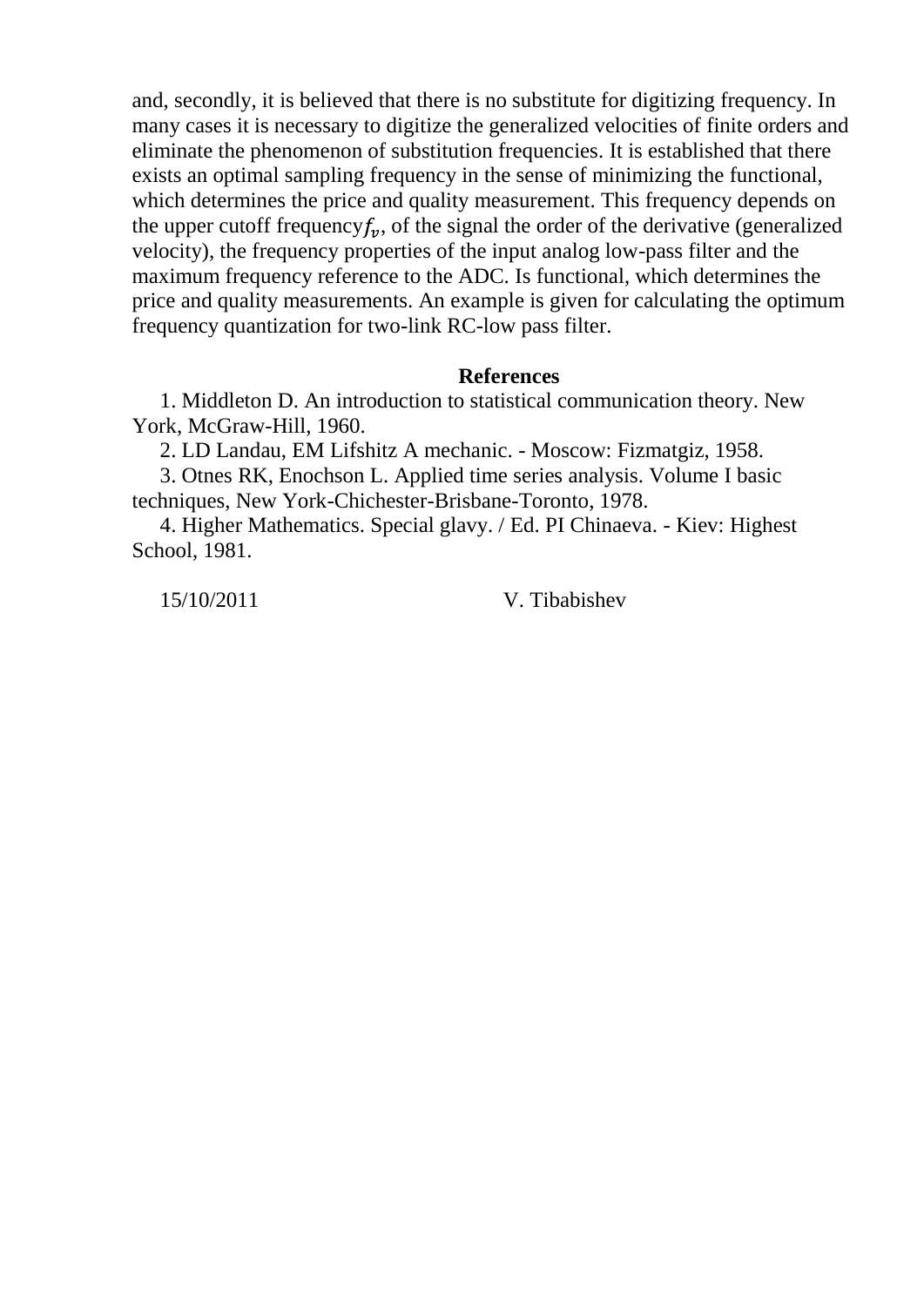and, secondly, it is believed that there is no substitute for digitizing frequency. In many cases it is necessary to digitize the generalized velocities of finite orders and eliminate the phenomenon of substitution frequencies. It is established that there exists an optimal sampling frequency in the sense of minimizing the functional, which determines the price and quality measurement. This frequency depends on the upper cutoff frequency$f_v$, of the signal the order of the derivative (generalized velocity), the frequency properties of the input analog low-pass filter and the maximum frequency reference to the ADC. Is functional, which determines the price and quality measurements. An example is given for calculating the optimum frequency quantization for two-link RC-low pass filter.

## References

1. Middleton D. An introduction to statistical communication theory. New York, McGraw-Hill, 1960.
2. LD Landau, EM Lifshitz A mechanic. - Moscow: Fizmatgiz, 1958.
3. Otnes RK, Enochson L. Applied time series analysis. Volume I basic techniques, New York-Chichester-Brisbane-Toronto, 1978.
4. Higher Mathematics. Special glavy. / Ed. PI Chinaeva. - Kiev: Highest School, 1981.

15/10/2011 V. Tibabishev